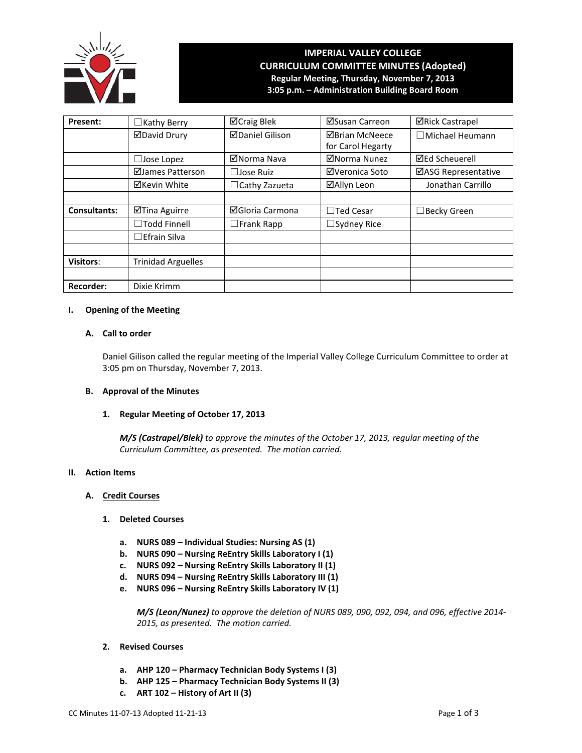# IMPERIAL VALLEY COLLEGE
## CURRICULUM COMMITTEE MINUTES (Adopted)
**Regular Meeting, Thursday, November 7, 2013**
**3:05 p.m. – Administration Building Board Room**

| Present: | ☐Kathy Berry | ☑Craig Blek | ☑Susan Carreon | ☑Rick Castrapel |
|---|---|---|---|---|
| | ☑David Drury | ☑Daniel Gilison | ☑Brian McNeece for Carol Hegarty | ☐Michael Heumann |
| | ☐Jose Lopez | ☑Norma Nava | ☑Norma Nunez | ☑Ed Scheuerell |
| | ☑James Patterson | ☐Jose Ruiz | ☑Veronica Soto | ☑ASG Representative |
| | ☑Kevin White | ☐Cathy Zazueta | ☑Allyn Leon | Jonathan Carrillo |
| | | | | |
| **Consultants:** | ☑Tina Aguirre | ☑Gloria Carmona | ☐Ted Cesar | ☐Becky Green |
| | ☐Todd Finnell | ☐Frank Rapp | ☐Sydney Rice | |
| | ☐Efrain Silva | | | |
| | | | | |
| **Visitors:** | Trinidad Arguelles | | | |
| | | | | |
| **Recorder:** | Dixie Krimm | | | |

**I. Opening of the Meeting**

**A. Call to order**

Daniel Gilison called the regular meeting of the Imperial Valley College Curriculum Committee to order at 3:05 pm on Thursday, November 7, 2013.

**B. Approval of the Minutes**

**1. Regular Meeting of October 17, 2013**

***M/S (Castrapel/Blek)*** *to approve the minutes of the October 17, 2013, regular meeting of the Curriculum Committee, as presented. The motion carried.*

**II. Action Items**

**A. Credit Courses**

**1. Deleted Courses**

**a. NURS 089 – Individual Studies: Nursing AS (1)**
**b. NURS 090 – Nursing ReEntry Skills Laboratory I (1)**
**c. NURS 092 – Nursing ReEntry Skills Laboratory II (1)**
**d. NURS 094 – Nursing ReEntry Skills Laboratory III (1)**
**e. NURS 096 – Nursing ReEntry Skills Laboratory IV (1)**

***M/S (Leon/Nunez)*** *to approve the deletion of NURS 089, 090, 092, 094, and 096, effective 2014-2015, as presented. The motion carried.*

**2. Revised Courses**

**a. AHP 120 – Pharmacy Technician Body Systems I (3)**
**b. AHP 125 – Pharmacy Technician Body Systems II (3)**
**c. ART 102 – History of Art II (3)**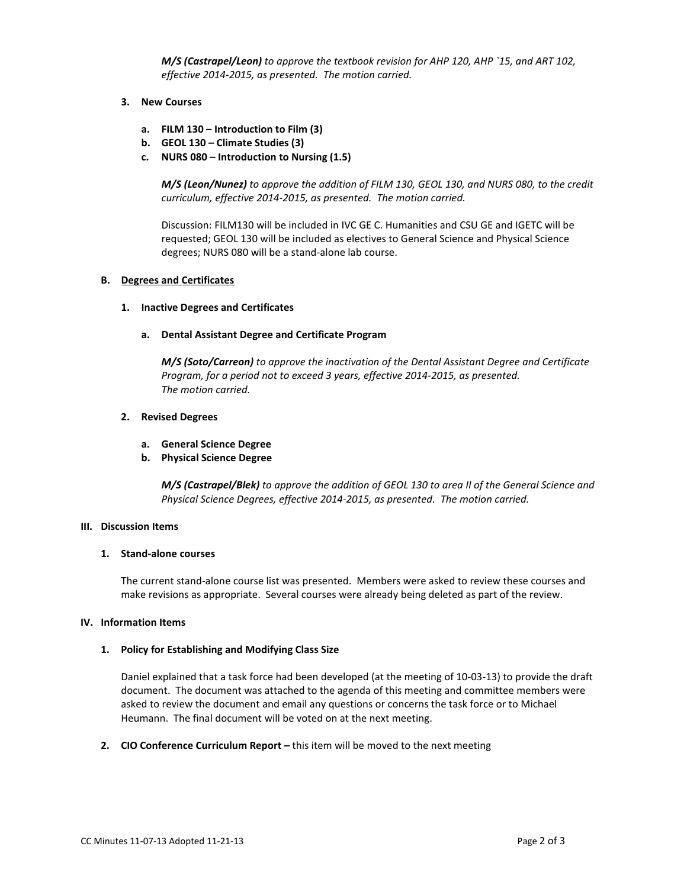***M/S (Castrapel/Leon)*** *to approve the textbook revision for AHP 120, AHP `15, and ART 102, effective 2014-2015, as presented. The motion carried.*

**3. New Courses**

**a. FILM 130 – Introduction to Film (3)**
**b. GEOL 130 – Climate Studies (3)**
**c. NURS 080 – Introduction to Nursing (1.5)**

***M/S (Leon/Nunez)*** *to approve the addition of FILM 130, GEOL 130, and NURS 080, to the credit curriculum, effective 2014-2015, as presented. The motion carried.*

Discussion: FILM130 will be included in IVC GE C. Humanities and CSU GE and IGETC will be requested; GEOL 130 will be included as electives to General Science and Physical Science degrees; NURS 080 will be a stand-alone lab course.

**B. <u>Degrees and Certificates</u>**

**1. Inactive Degrees and Certificates**

**a. Dental Assistant Degree and Certificate Program**

***M/S (Soto/Carreon)*** *to approve the inactivation of the Dental Assistant Degree and Certificate Program, for a period not to exceed 3 years, effective 2014-2015, as presented. The motion carried.*

**2. Revised Degrees**

**a. General Science Degree**
**b. Physical Science Degree**

***M/S (Castrapel/Blek)*** *to approve the addition of GEOL 130 to area II of the General Science and Physical Science Degrees, effective 2014-2015, as presented. The motion carried.*

## III. Discussion Items

**1. Stand-alone courses**

The current stand-alone course list was presented. Members were asked to review these courses and make revisions as appropriate. Several courses were already being deleted as part of the review.

## IV. Information Items

**1. Policy for Establishing and Modifying Class Size**

Daniel explained that a task force had been developed (at the meeting of 10-03-13) to provide the draft document. The document was attached to the agenda of this meeting and committee members were asked to review the document and email any questions or concerns the task force or to Michael Heumann. The final document will be voted on at the next meeting.

**2. CIO Conference Curriculum Report –** this item will be moved to the next meeting

CC Minutes 11-07-13 Adopted 11-21-13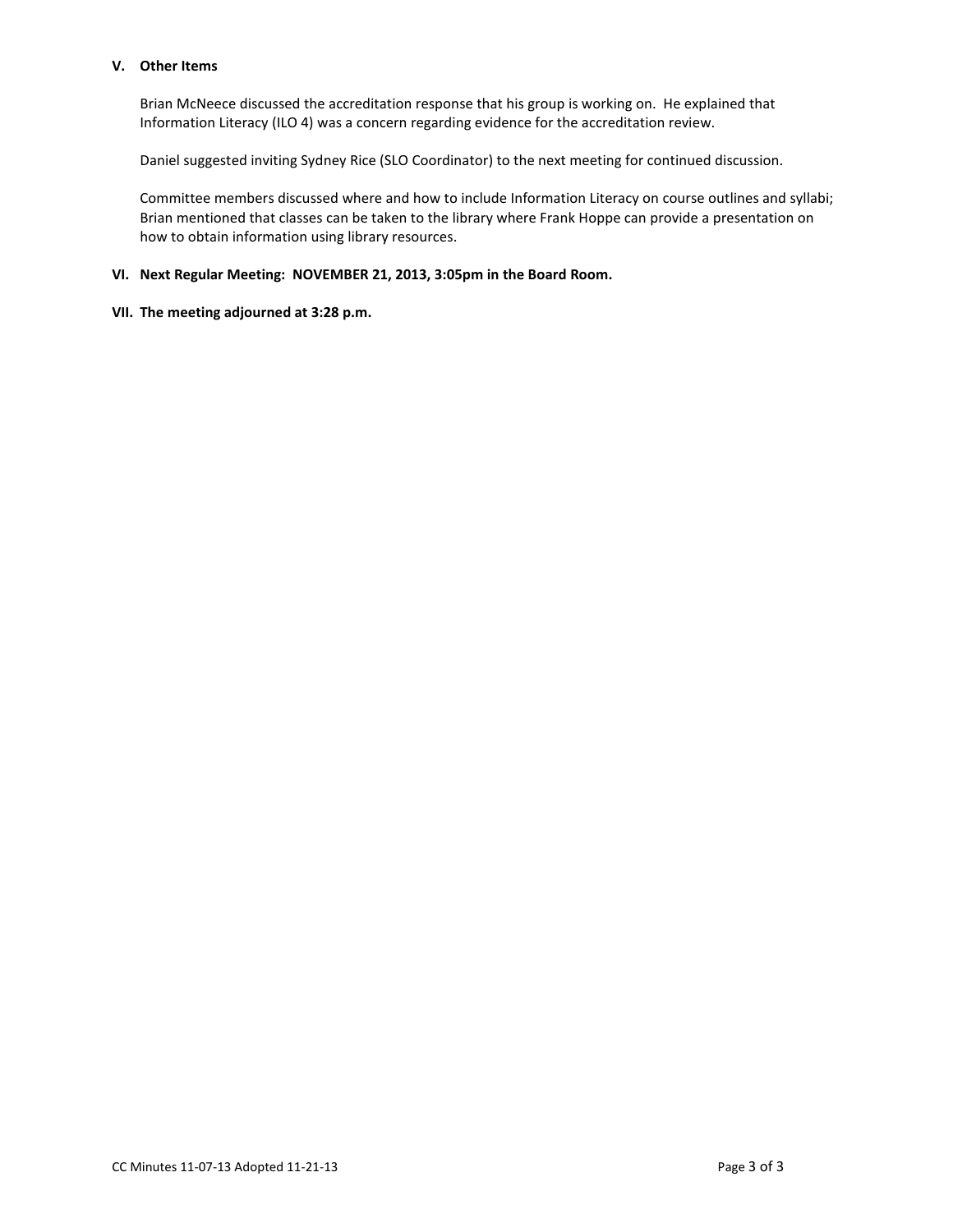**V. Other Items**

Brian McNeece discussed the accreditation response that his group is working on. He explained that Information Literacy (ILO 4) was a concern regarding evidence for the accreditation review.

Daniel suggested inviting Sydney Rice (SLO Coordinator) to the next meeting for continued discussion.

Committee members discussed where and how to include Information Literacy on course outlines and syllabi; Brian mentioned that classes can be taken to the library where Frank Hoppe can provide a presentation on how to obtain information using library resources.

**VI. Next Regular Meeting: NOVEMBER 21, 2013, 3:05pm in the Board Room.**

**VII. The meeting adjourned at 3:28 p.m.**